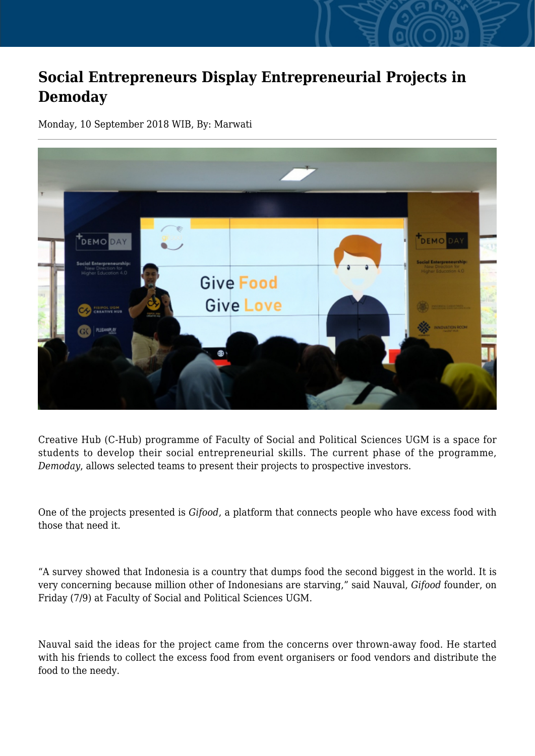# Social Entrepreneurs Display Entrepreneurial Projects in Demoday

Monday, 10 September 2018 WIB, By: Marwati

Creative Hub (C-Hub) programme of Faculty of Social and Political Sciences UGM is a space for students to develop their social entrepreneurial skills. The current phase of the programme, *Demoday*, allows selected teams to present their projects to prospective investors.

One of the projects presented is *Gifood*, a platform that connects people who have excess food with those that need it.

"A survey showed that Indonesia is a country that dumps food the second biggest in the world. It is very concerning because million other of Indonesians are starving," said Nauval, *Gifood* founder, on Friday (7/9) at Faculty of Social and Political Sciences UGM.

Nauval said the ideas for the project came from the concerns over thrown-away food. He started with his friends to collect the excess food from event organisers or food vendors and distribute the food to the needy.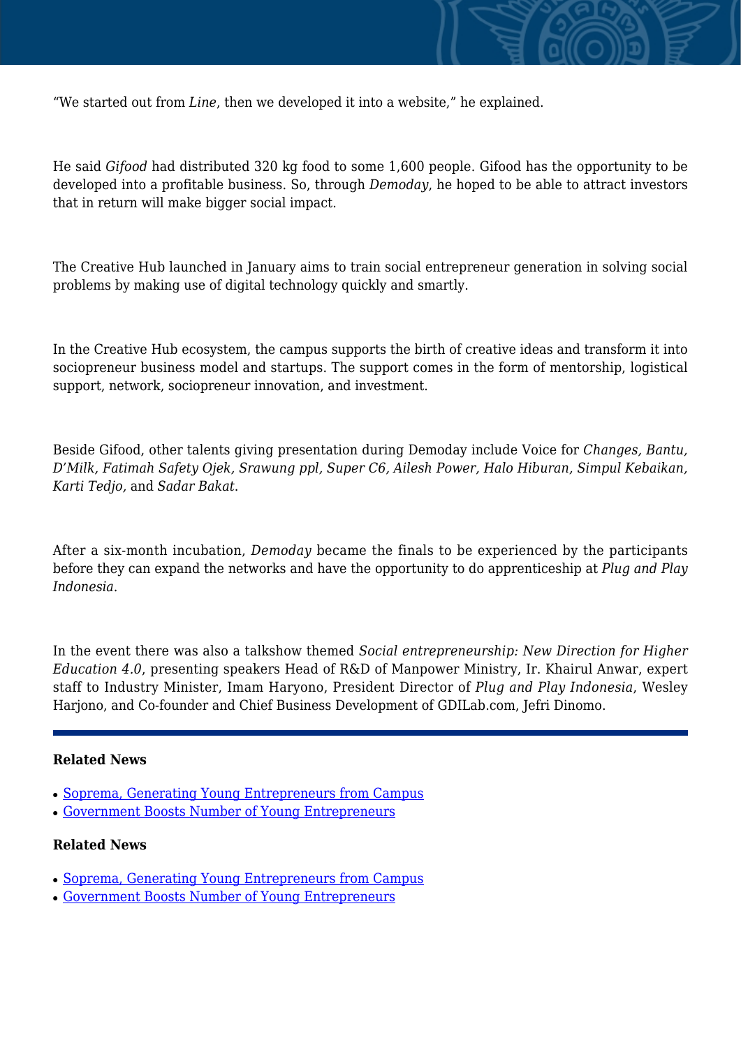"We started out from *Line*, then we developed it into a website," he explained.

He said *Gifood* had distributed 320 kg food to some 1,600 people. Gifood has the opportunity to be developed into a profitable business. So, through *Demoday*, he hoped to be able to attract investors that in return will make bigger social impact.

The Creative Hub launched in January aims to train social entrepreneur generation in solving social problems by making use of digital technology quickly and smartly.

In the Creative Hub ecosystem, the campus supports the birth of creative ideas and transform it into sociopreneur business model and startups. The support comes in the form of mentorship, logistical support, network, sociopreneur innovation, and investment.

Beside Gifood, other talents giving presentation during Demoday include Voice for *Changes, Bantu, D'Milk, Fatimah Safety Ojek, Srawung ppl, Super C6, Ailesh Power, Halo Hiburan, Simpul Kebaikan, Karti Tedjo,* and *Sadar Bakat*.

After a six-month incubation, *Demoday* became the finals to be experienced by the participants before they can expand the networks and have the opportunity to do apprenticeship at *Plug and Play Indonesia*.

In the event there was also a talkshow themed *Social entrepreneurship: New Direction for Higher Education 4.0*, presenting speakers Head of R&D of Manpower Ministry, Ir. Khairul Anwar, expert staff to Industry Minister, Imam Haryono, President Director of *Plug and Play Indonesia*, Wesley Harjono, and Co-founder and Chief Business Development of GDILab.com, Jefri Dinomo.

---

**Related News**

- Soprema, Generating Young Entrepreneurs from Campus
- Government Boosts Number of Young Entrepreneurs

**Related News**

- Soprema, Generating Young Entrepreneurs from Campus
- Government Boosts Number of Young Entrepreneurs